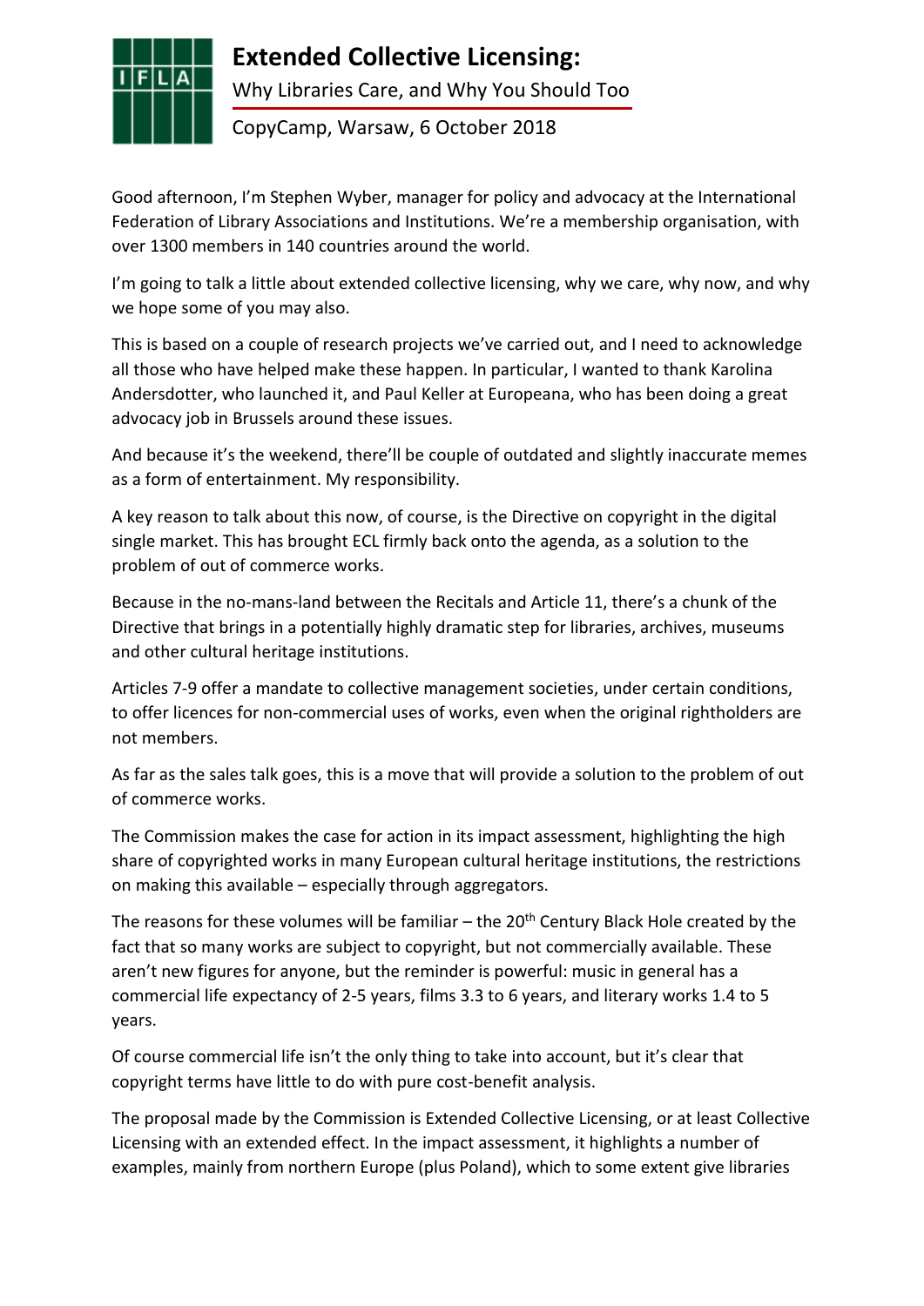# Extended Collective Licensing:

Why Libraries Care, and Why You Should Too

CopyCamp, Warsaw, 6 October 2018

Good afternoon, I'm Stephen Wyber, manager for policy and advocacy at the International Federation of Library Associations and Institutions. We're a membership organisation, with over 1300 members in 140 countries around the world.

I'm going to talk a little about extended collective licensing, why we care, why now, and why we hope some of you may also.

This is based on a couple of research projects we've carried out, and I need to acknowledge all those who have helped make these happen. In particular, I wanted to thank Karolina Andersdotter, who launched it, and Paul Keller at Europeana, who has been doing a great advocacy job in Brussels around these issues.

And because it's the weekend, there'll be couple of outdated and slightly inaccurate memes as a form of entertainment. My responsibility.

A key reason to talk about this now, of course, is the Directive on copyright in the digital single market. This has brought ECL firmly back onto the agenda, as a solution to the problem of out of commerce works.

Because in the no-mans-land between the Recitals and Article 11, there's a chunk of the Directive that brings in a potentially highly dramatic step for libraries, archives, museums and other cultural heritage institutions.

Articles 7-9 offer a mandate to collective management societies, under certain conditions, to offer licences for non-commercial uses of works, even when the original rightholders are not members.

As far as the sales talk goes, this is a move that will provide a solution to the problem of out of commerce works.

The Commission makes the case for action in its impact assessment, highlighting the high share of copyrighted works in many European cultural heritage institutions, the restrictions on making this available – especially through aggregators.

The reasons for these volumes will be familiar – the 20th Century Black Hole created by the fact that so many works are subject to copyright, but not commercially available. These aren't new figures for anyone, but the reminder is powerful: music in general has a commercial life expectancy of 2-5 years, films 3.3 to 6 years, and literary works 1.4 to 5 years.

Of course commercial life isn't the only thing to take into account, but it's clear that copyright terms have little to do with pure cost-benefit analysis.

The proposal made by the Commission is Extended Collective Licensing, or at least Collective Licensing with an extended effect. In the impact assessment, it highlights a number of examples, mainly from northern Europe (plus Poland), which to some extent give libraries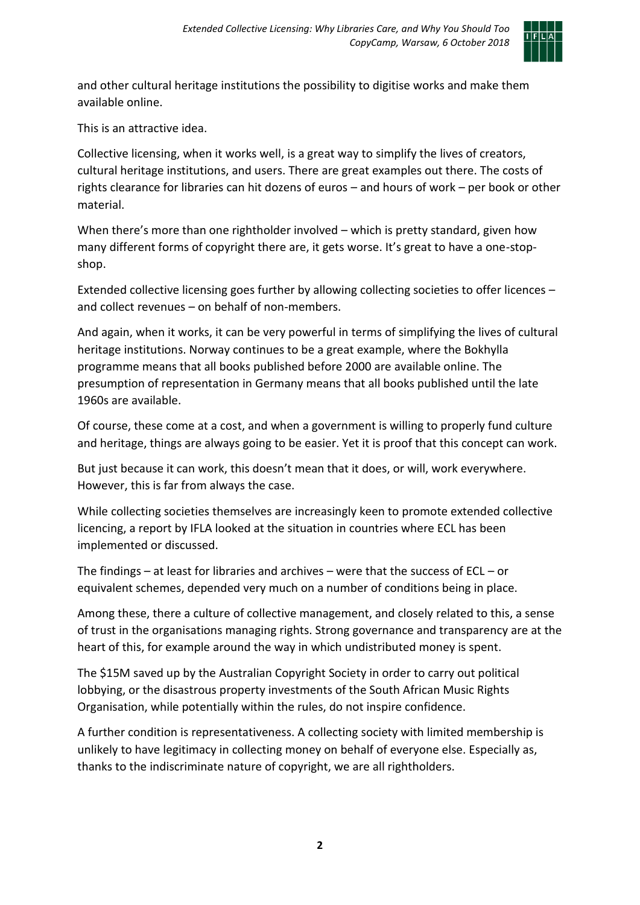and other cultural heritage institutions the possibility to digitise works and make them available online.

This is an attractive idea.

Collective licensing, when it works well, is a great way to simplify the lives of creators, cultural heritage institutions, and users. There are great examples out there. The costs of rights clearance for libraries can hit dozens of euros – and hours of work – per book or other material.

When there's more than one rightholder involved – which is pretty standard, given how many different forms of copyright there are, it gets worse. It's great to have a one-stop-shop.

Extended collective licensing goes further by allowing collecting societies to offer licences – and collect revenues – on behalf of non-members.

And again, when it works, it can be very powerful in terms of simplifying the lives of cultural heritage institutions. Norway continues to be a great example, where the Bokhylla programme means that all books published before 2000 are available online. The presumption of representation in Germany means that all books published until the late 1960s are available.

Of course, these come at a cost, and when a government is willing to properly fund culture and heritage, things are always going to be easier. Yet it is proof that this concept can work.

But just because it can work, this doesn't mean that it does, or will, work everywhere. However, this is far from always the case.

While collecting societies themselves are increasingly keen to promote extended collective licencing, a report by IFLA looked at the situation in countries where ECL has been implemented or discussed.

The findings – at least for libraries and archives – were that the success of ECL – or equivalent schemes, depended very much on a number of conditions being in place.

Among these, there a culture of collective management, and closely related to this, a sense of trust in the organisations managing rights. Strong governance and transparency are at the heart of this, for example around the way in which undistributed money is spent.

The $15M saved up by the Australian Copyright Society in order to carry out political lobbying, or the disastrous property investments of the South African Music Rights Organisation, while potentially within the rules, do not inspire confidence.

A further condition is representativeness. A collecting society with limited membership is unlikely to have legitimacy in collecting money on behalf of everyone else. Especially as, thanks to the indiscriminate nature of copyright, we are all rightholders.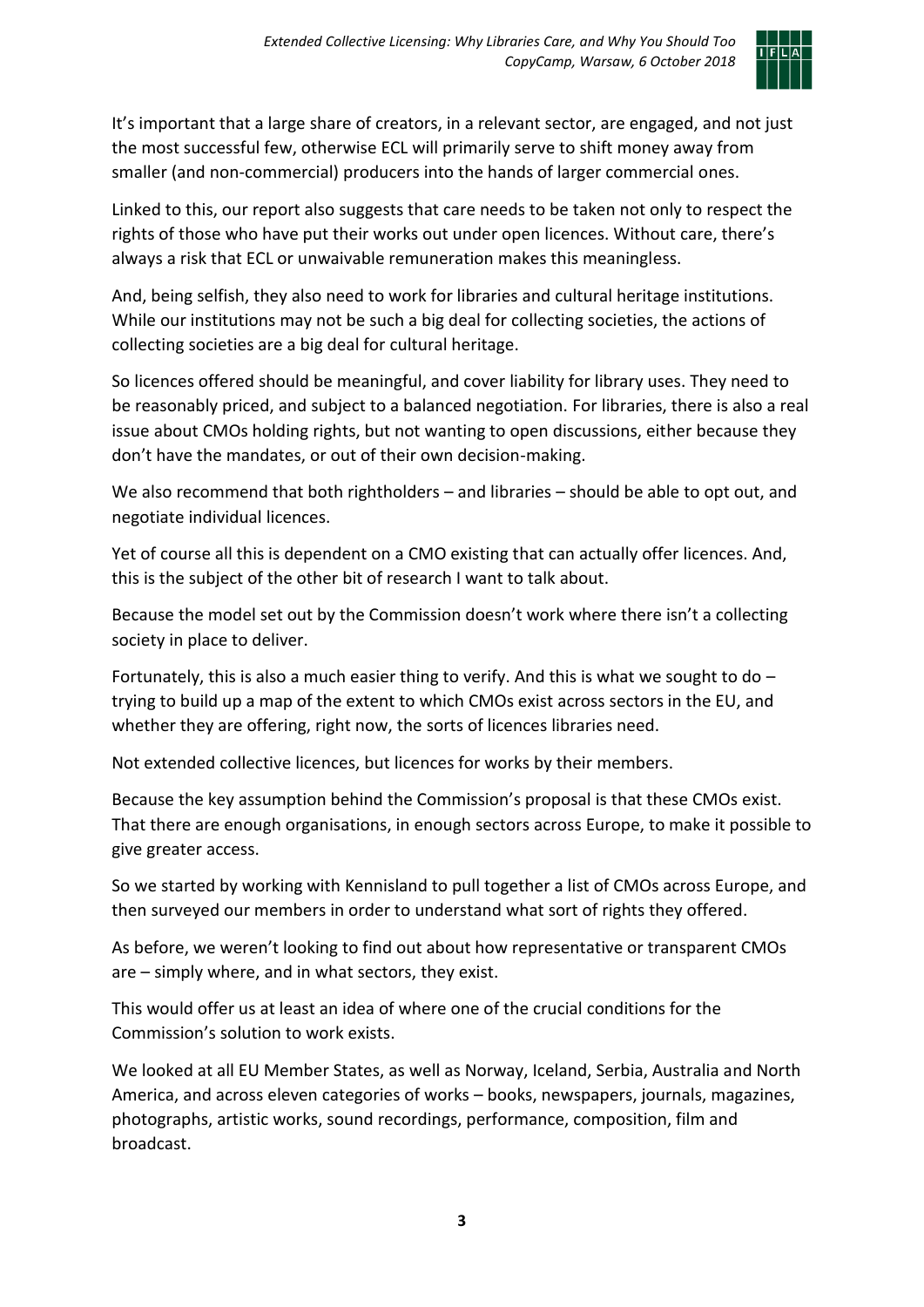It's important that a large share of creators, in a relevant sector, are engaged, and not just the most successful few, otherwise ECL will primarily serve to shift money away from smaller (and non-commercial) producers into the hands of larger commercial ones.

Linked to this, our report also suggests that care needs to be taken not only to respect the rights of those who have put their works out under open licences. Without care, there's always a risk that ECL or unwaivable remuneration makes this meaningless.

And, being selfish, they also need to work for libraries and cultural heritage institutions. While our institutions may not be such a big deal for collecting societies, the actions of collecting societies are a big deal for cultural heritage.

So licences offered should be meaningful, and cover liability for library uses. They need to be reasonably priced, and subject to a balanced negotiation. For libraries, there is also a real issue about CMOs holding rights, but not wanting to open discussions, either because they don't have the mandates, or out of their own decision-making.

We also recommend that both rightholders – and libraries – should be able to opt out, and negotiate individual licences.

Yet of course all this is dependent on a CMO existing that can actually offer licences. And, this is the subject of the other bit of research I want to talk about.

Because the model set out by the Commission doesn't work where there isn't a collecting society in place to deliver.

Fortunately, this is also a much easier thing to verify. And this is what we sought to do – trying to build up a map of the extent to which CMOs exist across sectors in the EU, and whether they are offering, right now, the sorts of licences libraries need.

Not extended collective licences, but licences for works by their members.

Because the key assumption behind the Commission's proposal is that these CMOs exist. That there are enough organisations, in enough sectors across Europe, to make it possible to give greater access.

So we started by working with Kennisland to pull together a list of CMOs across Europe, and then surveyed our members in order to understand what sort of rights they offered.

As before, we weren't looking to find out about how representative or transparent CMOs are – simply where, and in what sectors, they exist.

This would offer us at least an idea of where one of the crucial conditions for the Commission's solution to work exists.

We looked at all EU Member States, as well as Norway, Iceland, Serbia, Australia and North America, and across eleven categories of works – books, newspapers, journals, magazines, photographs, artistic works, sound recordings, performance, composition, film and broadcast.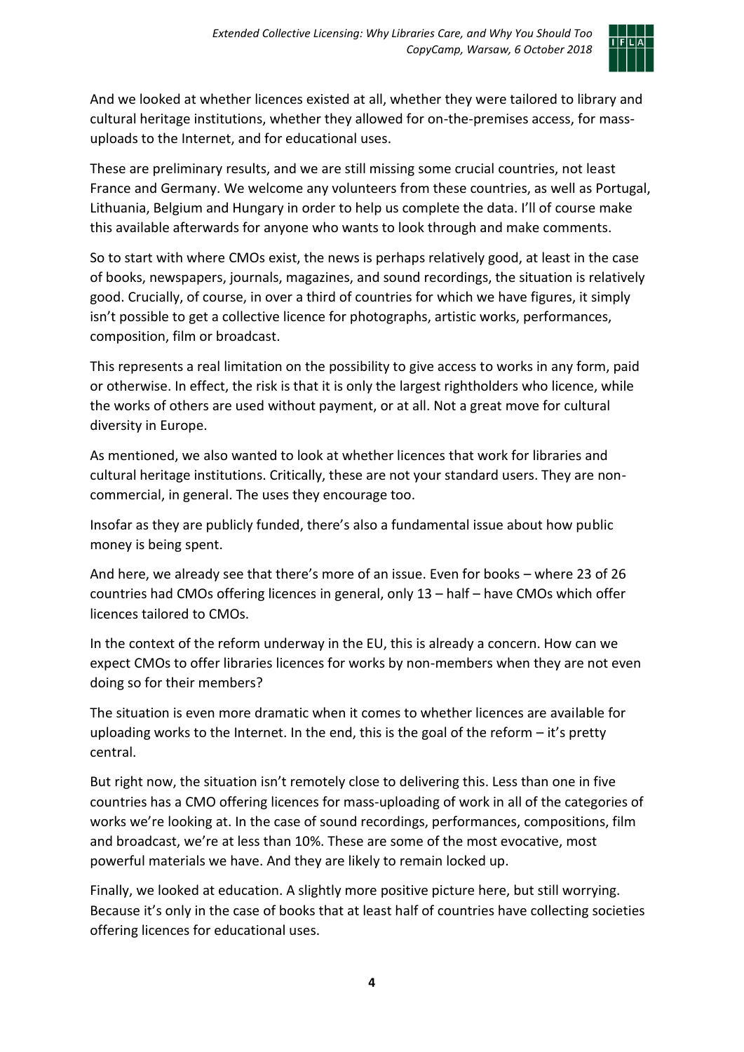And we looked at whether licences existed at all, whether they were tailored to library and cultural heritage institutions, whether they allowed for on-the-premises access, for mass-uploads to the Internet, and for educational uses.

These are preliminary results, and we are still missing some crucial countries, not least France and Germany. We welcome any volunteers from these countries, as well as Portugal, Lithuania, Belgium and Hungary in order to help us complete the data. I'll of course make this available afterwards for anyone who wants to look through and make comments.

So to start with where CMOs exist, the news is perhaps relatively good, at least in the case of books, newspapers, journals, magazines, and sound recordings, the situation is relatively good. Crucially, of course, in over a third of countries for which we have figures, it simply isn't possible to get a collective licence for photographs, artistic works, performances, composition, film or broadcast.

This represents a real limitation on the possibility to give access to works in any form, paid or otherwise. In effect, the risk is that it is only the largest rightholders who licence, while the works of others are used without payment, or at all. Not a great move for cultural diversity in Europe.

As mentioned, we also wanted to look at whether licences that work for libraries and cultural heritage institutions. Critically, these are not your standard users. They are non-commercial, in general. The uses they encourage too.

Insofar as they are publicly funded, there's also a fundamental issue about how public money is being spent.

And here, we already see that there's more of an issue. Even for books – where 23 of 26 countries had CMOs offering licences in general, only 13 – half – have CMOs which offer licences tailored to CMOs.

In the context of the reform underway in the EU, this is already a concern. How can we expect CMOs to offer libraries licences for works by non-members when they are not even doing so for their members?

The situation is even more dramatic when it comes to whether licences are available for uploading works to the Internet. In the end, this is the goal of the reform – it's pretty central.

But right now, the situation isn't remotely close to delivering this. Less than one in five countries has a CMO offering licences for mass-uploading of work in all of the categories of works we're looking at. In the case of sound recordings, performances, compositions, film and broadcast, we're at less than 10%. These are some of the most evocative, most powerful materials we have. And they are likely to remain locked up.

Finally, we looked at education. A slightly more positive picture here, but still worrying. Because it's only in the case of books that at least half of countries have collecting societies offering licences for educational uses.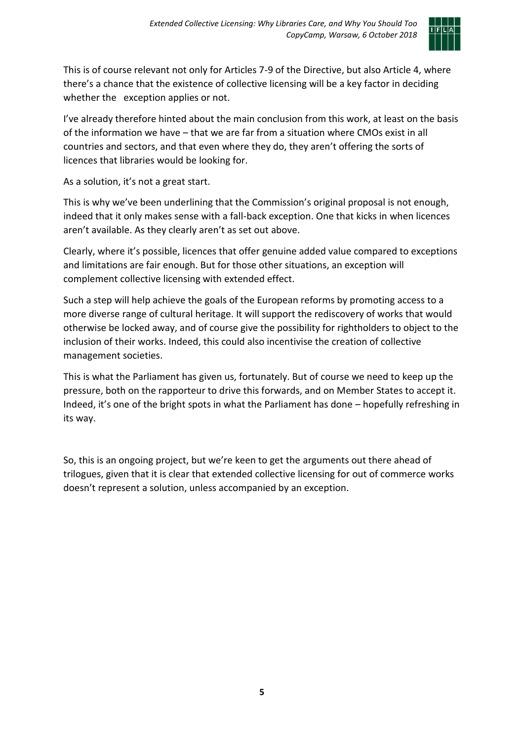This is of course relevant not only for Articles 7-9 of the Directive, but also Article 4, where there's a chance that the existence of collective licensing will be a key factor in deciding whether the exception applies or not.

I've already therefore hinted about the main conclusion from this work, at least on the basis of the information we have – that we are far from a situation where CMOs exist in all countries and sectors, and that even where they do, they aren't offering the sorts of licences that libraries would be looking for.

As a solution, it's not a great start.

This is why we've been underlining that the Commission's original proposal is not enough, indeed that it only makes sense with a fall-back exception. One that kicks in when licences aren't available. As they clearly aren't as set out above.

Clearly, where it's possible, licences that offer genuine added value compared to exceptions and limitations are fair enough. But for those other situations, an exception will complement collective licensing with extended effect.

Such a step will help achieve the goals of the European reforms by promoting access to a more diverse range of cultural heritage. It will support the rediscovery of works that would otherwise be locked away, and of course give the possibility for rightholders to object to the inclusion of their works. Indeed, this could also incentivise the creation of collective management societies.

This is what the Parliament has given us, fortunately. But of course we need to keep up the pressure, both on the rapporteur to drive this forwards, and on Member States to accept it. Indeed, it's one of the bright spots in what the Parliament has done – hopefully refreshing in its way.

So, this is an ongoing project, but we're keen to get the arguments out there ahead of trilogues, given that it is clear that extended collective licensing for out of commerce works doesn't represent a solution, unless accompanied by an exception.